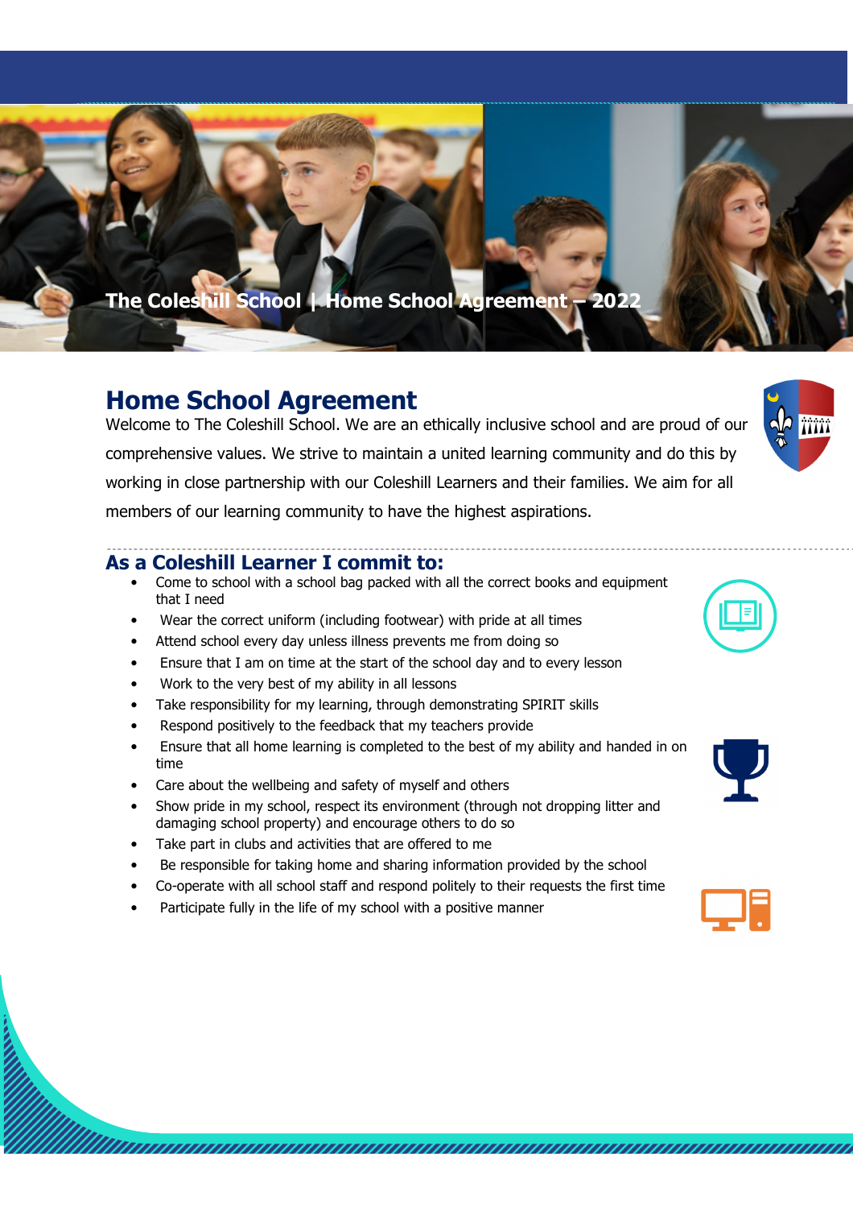The Coleshill School | Home School Agreement – 2022

# Home School Agreement

Welcome to The Coleshill School. We are an ethically inclusive school and are proud of our comprehensive values. We strive to maintain a united learning community and do this by working in close partnership with our Coleshill Learners and their families. We aim for all members of our learning community to have the highest aspirations.

## As a Coleshill Learner I commit to:

- Come to school with a school bag packed with all the correct books and equipment that I need
- Wear the correct uniform (including footwear) with pride at all times
- Attend school every day unless illness prevents me from doing so
- Ensure that I am on time at the start of the school day and to every lesson
- Work to the very best of my ability in all lessons
- Take responsibility for my learning, through demonstrating SPIRIT skills
- Respond positively to the feedback that my teachers provide
- Ensure that all home learning is completed to the best of my ability and handed in on time
- Care about the wellbeing and safety of myself and others
- Show pride in my school, respect its environment (through not dropping litter and damaging school property) and encourage others to do so
- Take part in clubs and activities that are offered to me
- Be responsible for taking home and sharing information provided by the school
- Co-operate with all school staff and respond politely to their requests the first time
- Participate fully in the life of my school with a positive manner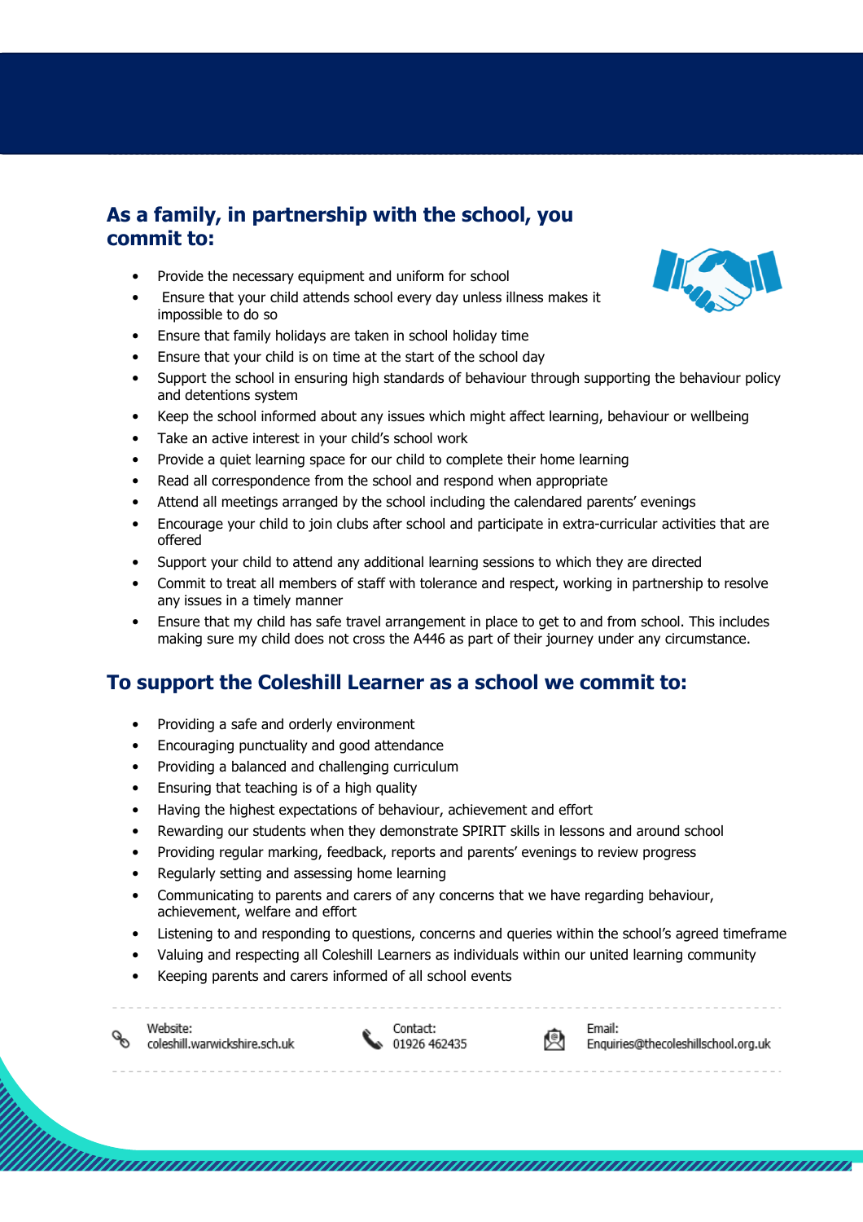## As a family, in partnership with the school, you commit to:

- Provide the necessary equipment and uniform for school
- Ensure that your child attends school every day unless illness makes it impossible to do so
- Ensure that family holidays are taken in school holiday time
- Ensure that your child is on time at the start of the school day
- Support the school in ensuring high standards of behaviour through supporting the behaviour policy and detentions system
- Keep the school informed about any issues which might affect learning, behaviour or wellbeing
- Take an active interest in your child's school work
- Provide a quiet learning space for our child to complete their home learning
- Read all correspondence from the school and respond when appropriate
- Attend all meetings arranged by the school including the calendared parents' evenings
- Encourage your child to join clubs after school and participate in extra-curricular activities that are offered
- Support your child to attend any additional learning sessions to which they are directed
- Commit to treat all members of staff with tolerance and respect, working in partnership to resolve any issues in a timely manner
- Ensure that my child has safe travel arrangement in place to get to and from school. This includes making sure my child does not cross the A446 as part of their journey under any circumstance.

## To support the Coleshill Learner as a school we commit to:

- Providing a safe and orderly environment
- Encouraging punctuality and good attendance
- Providing a balanced and challenging curriculum
- Ensuring that teaching is of a high quality
- Having the highest expectations of behaviour, achievement and effort
- Rewarding our students when they demonstrate SPIRIT skills in lessons and around school
- Providing regular marking, feedback, reports and parents' evenings to review progress
- Regularly setting and assessing home learning
- Communicating to parents and carers of any concerns that we have regarding behaviour, achievement, welfare and effort
- Listening to and responding to questions, concerns and queries within the school's agreed timeframe
- Valuing and respecting all Coleshill Learners as individuals within our united learning community
- Keeping parents and carers informed of all school events

Website: coleshill.warwickshire.sch.uk

Contact: 01926 462435

Email: Enquiries@thecoleshillschool.org.uk